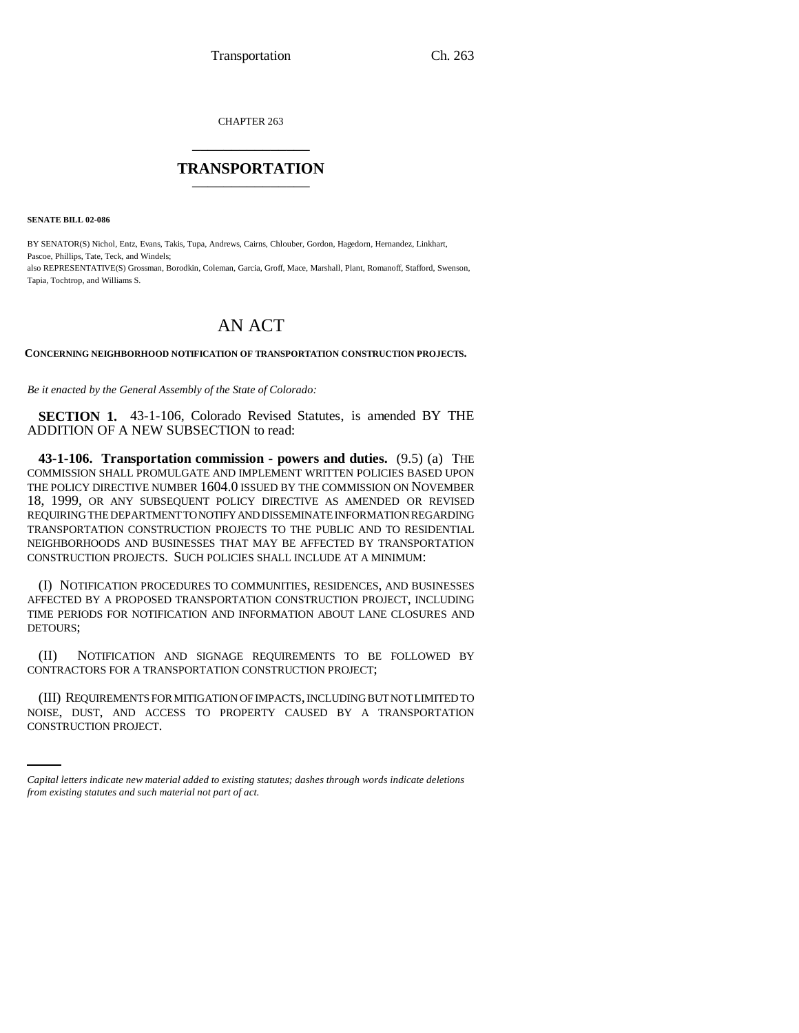CHAPTER 263

# TRANSPORTATION

**SENATE BILL 02-086**

BY SENATOR(S) Nichol, Entz, Evans, Takis, Tupa, Andrews, Cairns, Chlouber, Gordon, Hagedorn, Hernandez, Linkhart, Pascoe, Phillips, Tate, Teck, and Windels;
also REPRESENTATIVE(S) Grossman, Borodkin, Coleman, Garcia, Groff, Mace, Marshall, Plant, Romanoff, Stafford, Swenson, Tapia, Tochtrop, and Williams S.

# AN ACT

**CONCERNING NEIGHBORHOOD NOTIFICATION OF TRANSPORTATION CONSTRUCTION PROJECTS.**

*Be it enacted by the General Assembly of the State of Colorado:*

**SECTION 1.** 43-1-106, Colorado Revised Statutes, is amended BY THE ADDITION OF A NEW SUBSECTION to read:

**43-1-106. Transportation commission - powers and duties.** (9.5) (a) THE COMMISSION SHALL PROMULGATE AND IMPLEMENT WRITTEN POLICIES BASED UPON THE POLICY DIRECTIVE NUMBER 1604.0 ISSUED BY THE COMMISSION ON NOVEMBER 18, 1999, OR ANY SUBSEQUENT POLICY DIRECTIVE AS AMENDED OR REVISED REQUIRING THE DEPARTMENT TO NOTIFY AND DISSEMINATE INFORMATION REGARDING TRANSPORTATION CONSTRUCTION PROJECTS TO THE PUBLIC AND TO RESIDENTIAL NEIGHBORHOODS AND BUSINESSES THAT MAY BE AFFECTED BY TRANSPORTATION CONSTRUCTION PROJECTS. SUCH POLICIES SHALL INCLUDE AT A MINIMUM:

(I) NOTIFICATION PROCEDURES TO COMMUNITIES, RESIDENCES, AND BUSINESSES AFFECTED BY A PROPOSED TRANSPORTATION CONSTRUCTION PROJECT, INCLUDING TIME PERIODS FOR NOTIFICATION AND INFORMATION ABOUT LANE CLOSURES AND DETOURS;

(II) NOTIFICATION AND SIGNAGE REQUIREMENTS TO BE FOLLOWED BY CONTRACTORS FOR A TRANSPORTATION CONSTRUCTION PROJECT;

(III) REQUIREMENTS FOR MITIGATION OF IMPACTS, INCLUDING BUT NOT LIMITED TO NOISE, DUST, AND ACCESS TO PROPERTY CAUSED BY A TRANSPORTATION CONSTRUCTION PROJECT.

*Capital letters indicate new material added to existing statutes; dashes through words indicate deletions from existing statutes and such material not part of act.*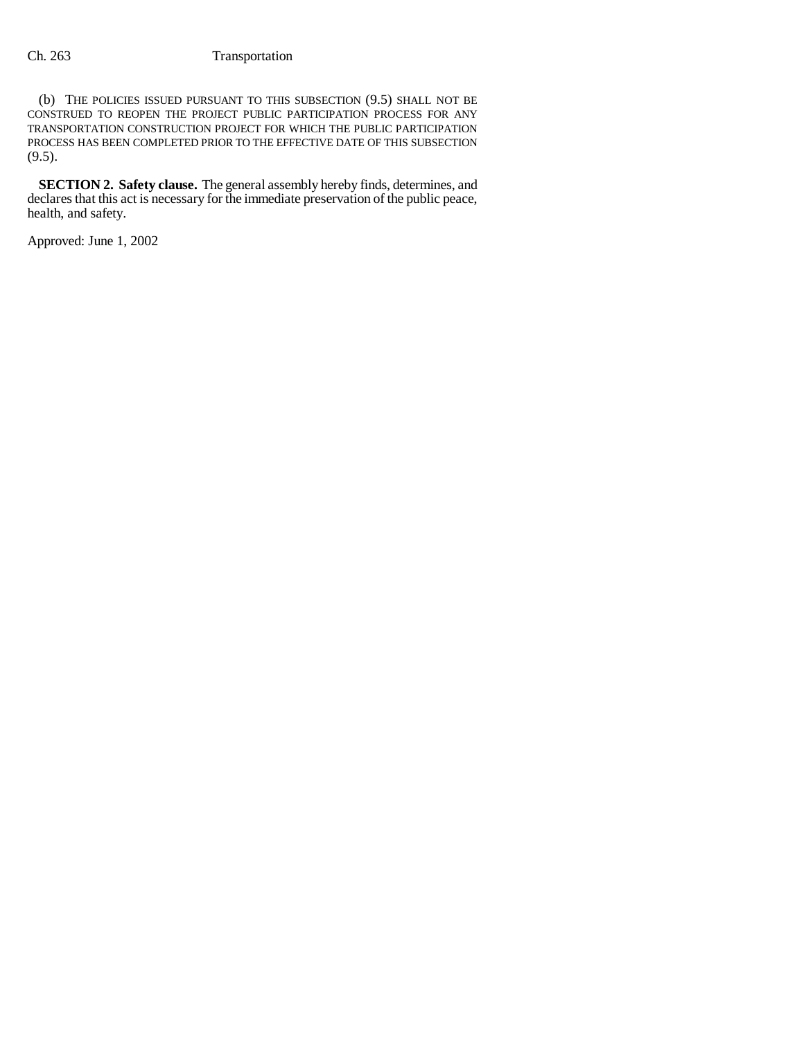(b) THE POLICIES ISSUED PURSUANT TO THIS SUBSECTION (9.5) SHALL NOT BE CONSTRUED TO REOPEN THE PROJECT PUBLIC PARTICIPATION PROCESS FOR ANY TRANSPORTATION CONSTRUCTION PROJECT FOR WHICH THE PUBLIC PARTICIPATION PROCESS HAS BEEN COMPLETED PRIOR TO THE EFFECTIVE DATE OF THIS SUBSECTION (9.5).

**SECTION 2. Safety clause.** The general assembly hereby finds, determines, and declares that this act is necessary for the immediate preservation of the public peace, health, and safety.

Approved: June 1, 2002